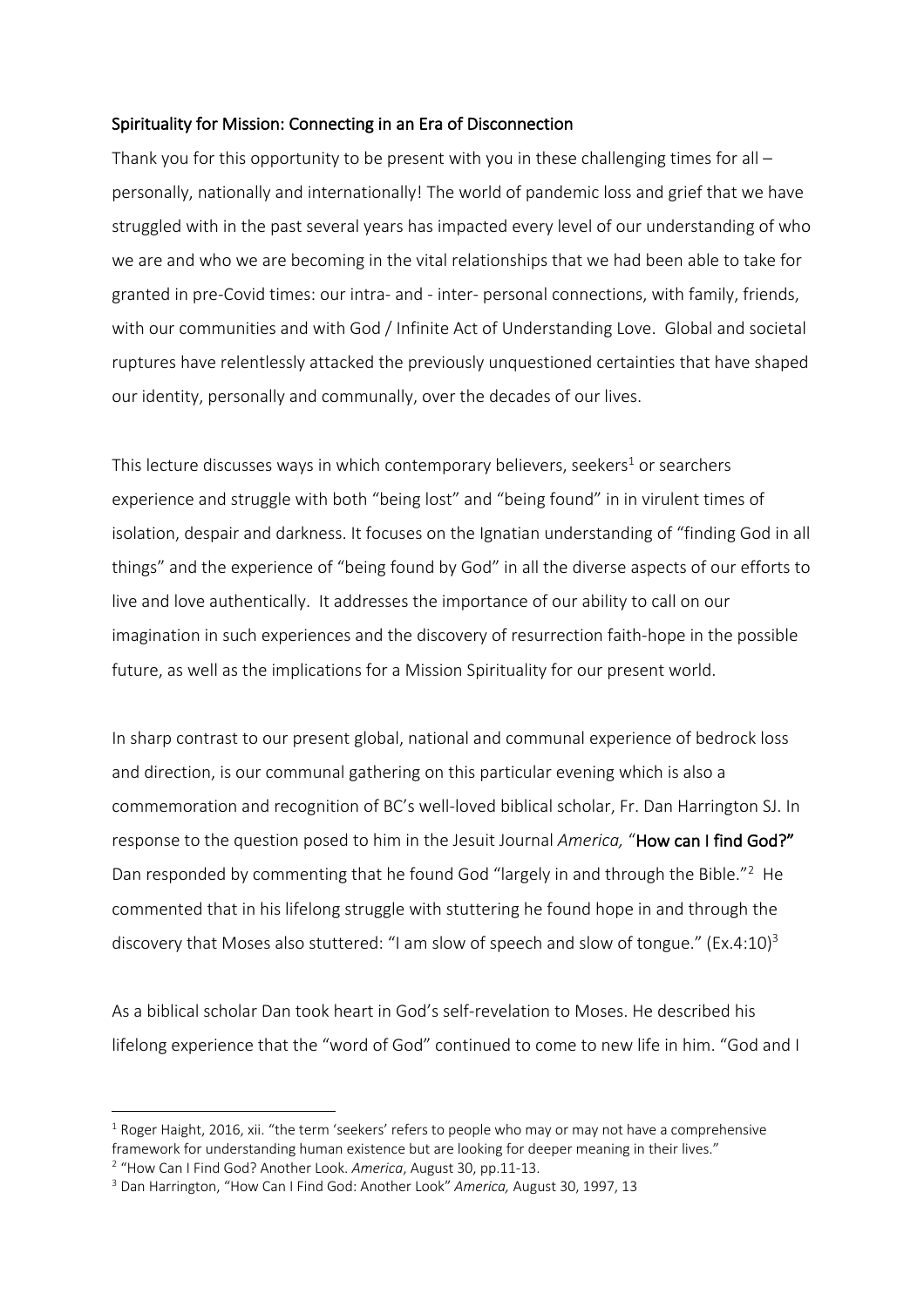## Spirituality for Mission: Connecting in an Era of Disconnection

Thank you for this opportunity to be present with you in these challenging times for all – personally, nationally and internationally! The world of pandemic loss and grief that we have struggled with in the past several years has impacted every level of our understanding of who we are and who we are becoming in the vital relationships that we had been able to take for granted in pre-Covid times: our intra- and - inter- personal connections, with family, friends, with our communities and with God / Infinite Act of Understanding Love. Global and societal ruptures have relentlessly attacked the previously unquestioned certainties that have shaped our identity, personally and communally, over the decades of our lives.

This lecture discusses ways in which contemporary believers, seekers[1] or searchers experience and struggle with both "being lost" and "being found" in in virulent times of isolation, despair and darkness. It focuses on the Ignatian understanding of "finding God in all things" and the experience of "being found by God" in all the diverse aspects of our efforts to live and love authentically. It addresses the importance of our ability to call on our imagination in such experiences and the discovery of resurrection faith-hope in the possible future, as well as the implications for a Mission Spirituality for our present world.

In sharp contrast to our present global, national and communal experience of bedrock loss and direction, is our communal gathering on this particular evening which is also a commemoration and recognition of BC's well-loved biblical scholar, Fr. Dan Harrington SJ. In response to the question posed to him in the Jesuit Journal *America,* "**How can I find God?"** Dan responded by commenting that he found God "largely in and through the Bible."[2] He commented that in his lifelong struggle with stuttering he found hope in and through the discovery that Moses also stuttered: "I am slow of speech and slow of tongue." (Ex.4:10)[3]

As a biblical scholar Dan took heart in God's self-revelation to Moses. He described his lifelong experience that the "word of God" continued to come to new life in him. "God and I

---

[1] Roger Haight, 2016, xii. "the term 'seekers' refers to people who may or may not have a comprehensive framework for understanding human existence but are looking for deeper meaning in their lives."

[2] "How Can I Find God? Another Look. *America*, August 30, pp.11-13.

[3] Dan Harrington, "How Can I Find God: Another Look" *America,* August 30, 1997, 13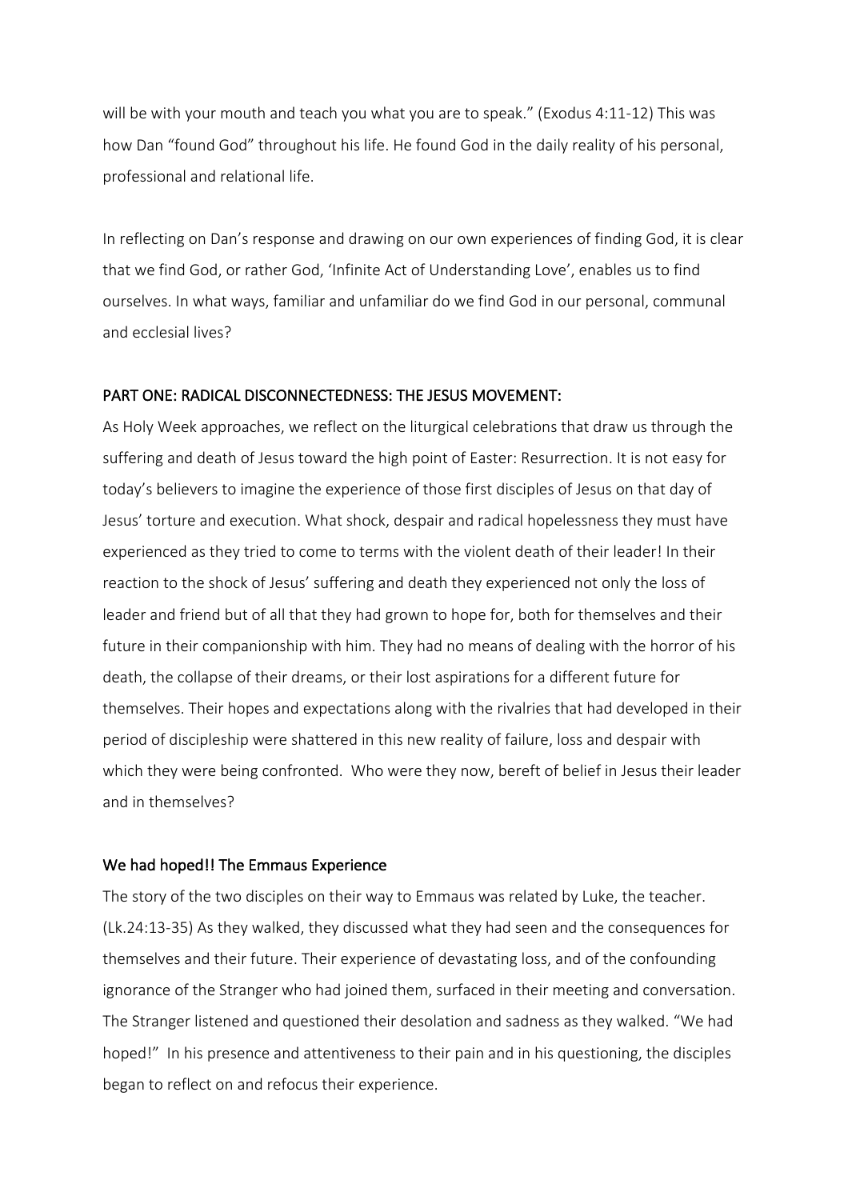will be with your mouth and teach you what you are to speak." (Exodus 4:11-12) This was how Dan "found God" throughout his life. He found God in the daily reality of his personal, professional and relational life.

In reflecting on Dan's response and drawing on our own experiences of finding God, it is clear that we find God, or rather God, 'Infinite Act of Understanding Love', enables us to find ourselves. In what ways, familiar and unfamiliar do we find God in our personal, communal and ecclesial lives?

## PART ONE: RADICAL DISCONNECTEDNESS: THE JESUS MOVEMENT:

As Holy Week approaches, we reflect on the liturgical celebrations that draw us through the suffering and death of Jesus toward the high point of Easter: Resurrection. It is not easy for today's believers to imagine the experience of those first disciples of Jesus on that day of Jesus' torture and execution. What shock, despair and radical hopelessness they must have experienced as they tried to come to terms with the violent death of their leader! In their reaction to the shock of Jesus' suffering and death they experienced not only the loss of leader and friend but of all that they had grown to hope for, both for themselves and their future in their companionship with him. They had no means of dealing with the horror of his death, the collapse of their dreams, or their lost aspirations for a different future for themselves. Their hopes and expectations along with the rivalries that had developed in their period of discipleship were shattered in this new reality of failure, loss and despair with which they were being confronted. Who were they now, bereft of belief in Jesus their leader and in themselves?

### We had hoped!! The Emmaus Experience

The story of the two disciples on their way to Emmaus was related by Luke, the teacher. (Lk.24:13-35) As they walked, they discussed what they had seen and the consequences for themselves and their future. Their experience of devastating loss, and of the confounding ignorance of the Stranger who had joined them, surfaced in their meeting and conversation. The Stranger listened and questioned their desolation and sadness as they walked. "We had hoped!" In his presence and attentiveness to their pain and in his questioning, the disciples began to reflect on and refocus their experience.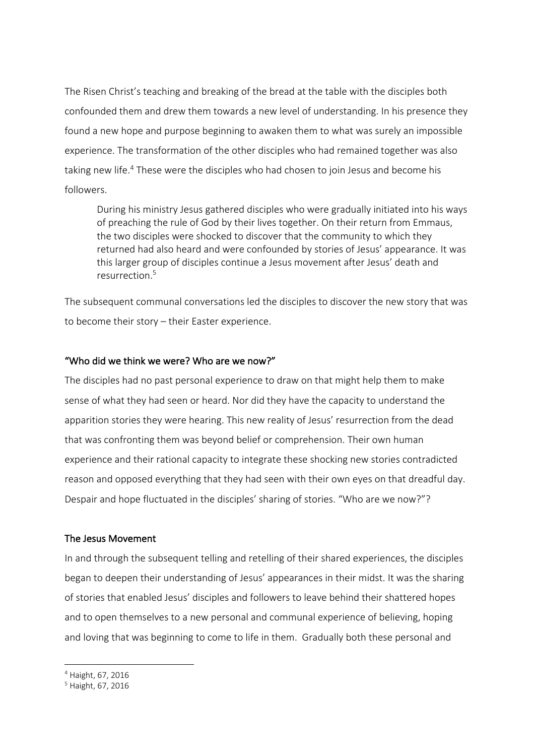The Risen Christ's teaching and breaking of the bread at the table with the disciples both confounded them and drew them towards a new level of understanding. In his presence they found a new hope and purpose beginning to awaken them to what was surely an impossible experience. The transformation of the other disciples who had remained together was also taking new life.[4] These were the disciples who had chosen to join Jesus and become his followers.

> During his ministry Jesus gathered disciples who were gradually initiated into his ways of preaching the rule of God by their lives together. On their return from Emmaus, the two disciples were shocked to discover that the community to which they returned had also heard and were confounded by stories of Jesus' appearance. It was this larger group of disciples continue a Jesus movement after Jesus' death and resurrection.[5]

The subsequent communal conversations led the disciples to discover the new story that was to become their story – their Easter experience.

### "Who did we think we were? Who are we now?"

The disciples had no past personal experience to draw on that might help them to make sense of what they had seen or heard. Nor did they have the capacity to understand the apparition stories they were hearing. This new reality of Jesus' resurrection from the dead that was confronting them was beyond belief or comprehension. Their own human experience and their rational capacity to integrate these shocking new stories contradicted reason and opposed everything that they had seen with their own eyes on that dreadful day. Despair and hope fluctuated in the disciples' sharing of stories. "Who are we now?"?

### The Jesus Movement

In and through the subsequent telling and retelling of their shared experiences, the disciples began to deepen their understanding of Jesus' appearances in their midst. It was the sharing of stories that enabled Jesus' disciples and followers to leave behind their shattered hopes and to open themselves to a new personal and communal experience of believing, hoping and loving that was beginning to come to life in them. Gradually both these personal and

---

[4] Haight, 67, 2016

[5] Haight, 67, 2016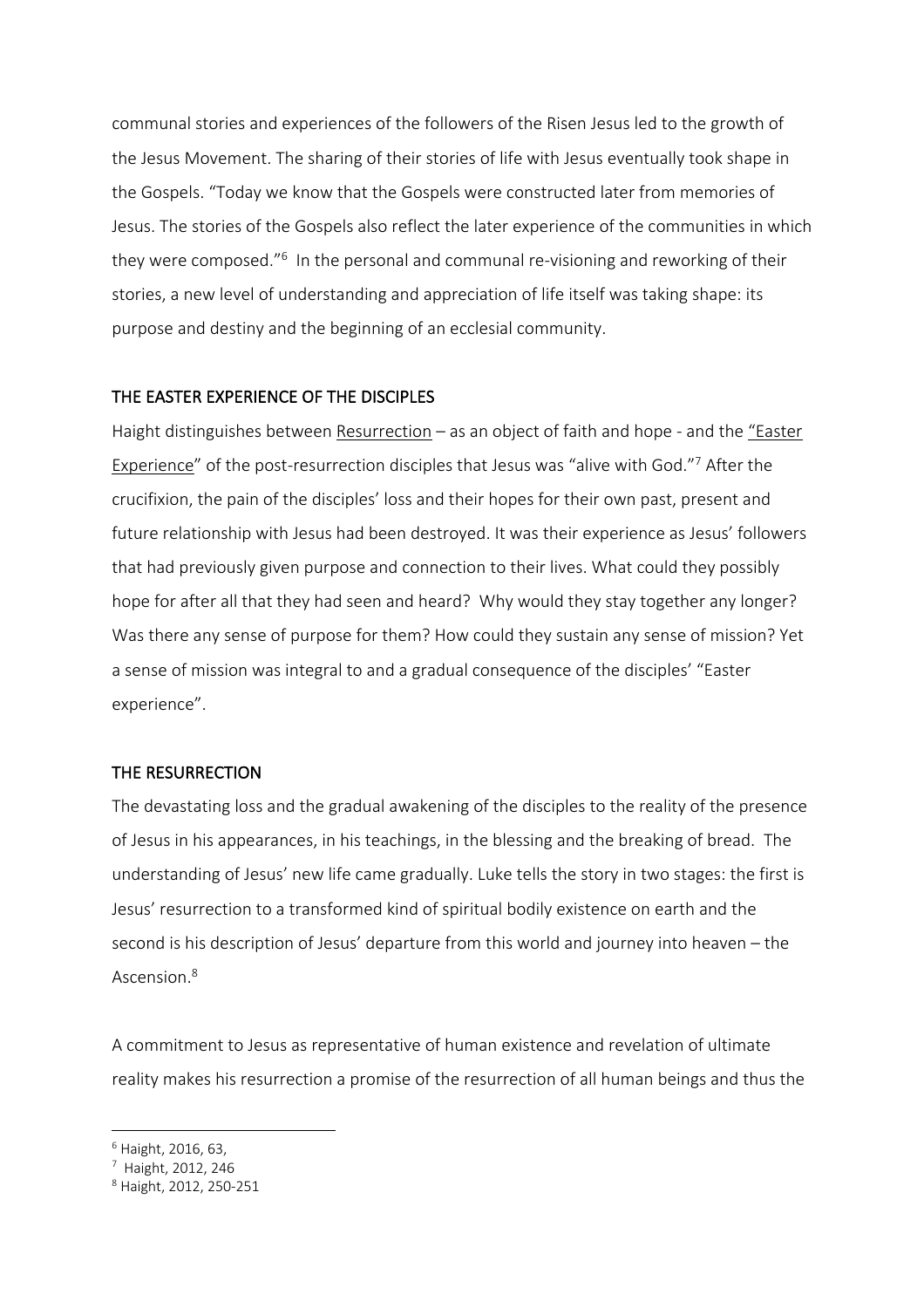communal stories and experiences of the followers of the Risen Jesus led to the growth of the Jesus Movement. The sharing of their stories of life with Jesus eventually took shape in the Gospels. "Today we know that the Gospels were constructed later from memories of Jesus. The stories of the Gospels also reflect the later experience of the communities in which they were composed."[6] In the personal and communal re-visioning and reworking of their stories, a new level of understanding and appreciation of life itself was taking shape: its purpose and destiny and the beginning of an ecclesial community.

## THE EASTER EXPERIENCE OF THE DISCIPLES

Haight distinguishes between Resurrection – as an object of faith and hope - and the "Easter Experience" of the post-resurrection disciples that Jesus was "alive with God."[7] After the crucifixion, the pain of the disciples' loss and their hopes for their own past, present and future relationship with Jesus had been destroyed. It was their experience as Jesus' followers that had previously given purpose and connection to their lives. What could they possibly hope for after all that they had seen and heard? Why would they stay together any longer? Was there any sense of purpose for them? How could they sustain any sense of mission? Yet a sense of mission was integral to and a gradual consequence of the disciples' "Easter experience".

## THE RESURRECTION

The devastating loss and the gradual awakening of the disciples to the reality of the presence of Jesus in his appearances, in his teachings, in the blessing and the breaking of bread. The understanding of Jesus' new life came gradually. Luke tells the story in two stages: the first is Jesus' resurrection to a transformed kind of spiritual bodily existence on earth and the second is his description of Jesus' departure from this world and journey into heaven – the Ascension.[8]

A commitment to Jesus as representative of human existence and revelation of ultimate reality makes his resurrection a promise of the resurrection of all human beings and thus the

---

[6] Haight, 2016, 63,

[7] Haight, 2012, 246

[8] Haight, 2012, 250-251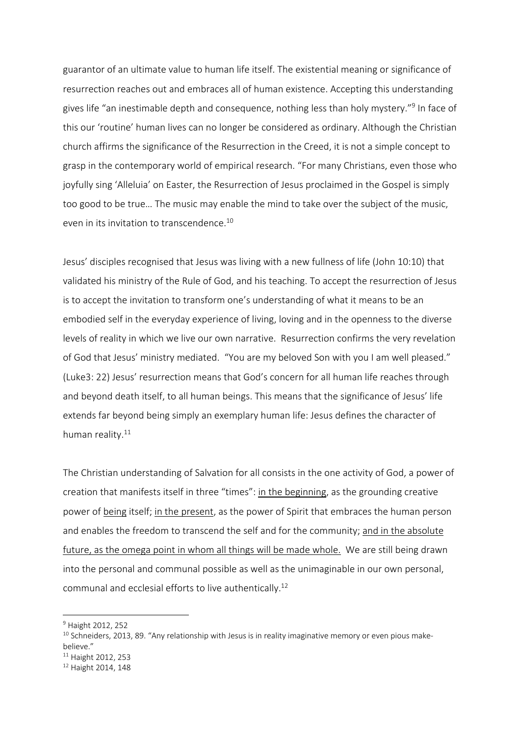guarantor of an ultimate value to human life itself. The existential meaning or significance of resurrection reaches out and embraces all of human existence. Accepting this understanding gives life "an inestimable depth and consequence, nothing less than holy mystery."[9] In face of this our 'routine' human lives can no longer be considered as ordinary. Although the Christian church affirms the significance of the Resurrection in the Creed, it is not a simple concept to grasp in the contemporary world of empirical research. "For many Christians, even those who joyfully sing 'Alleluia' on Easter, the Resurrection of Jesus proclaimed in the Gospel is simply too good to be true… The music may enable the mind to take over the subject of the music, even in its invitation to transcendence.[10]

Jesus' disciples recognised that Jesus was living with a new fullness of life (John 10:10) that validated his ministry of the Rule of God, and his teaching. To accept the resurrection of Jesus is to accept the invitation to transform one's understanding of what it means to be an embodied self in the everyday experience of living, loving and in the openness to the diverse levels of reality in which we live our own narrative. Resurrection confirms the very revelation of God that Jesus' ministry mediated. "You are my beloved Son with you I am well pleased." (Luke3: 22) Jesus' resurrection means that God's concern for all human life reaches through and beyond death itself, to all human beings. This means that the significance of Jesus' life extends far beyond being simply an exemplary human life: Jesus defines the character of human reality.[11]

The Christian understanding of Salvation for all consists in the one activity of God, a power of creation that manifests itself in three "times": <u>in the beginning</u>, as the grounding creative power of <u>being</u> itself; <u>in the present</u>, as the power of Spirit that embraces the human person and enables the freedom to transcend the self and for the community; <u>and in the absolute future, as the omega point in whom all things will be made whole.</u> We are still being drawn into the personal and communal possible as well as the unimaginable in our own personal, communal and ecclesial efforts to live authentically.[12]

---

[9] Haight 2012, 252

[10] Schneiders, 2013, 89. "Any relationship with Jesus is in reality imaginative memory or even pious make-believe."

[11] Haight 2012, 253

[12] Haight 2014, 148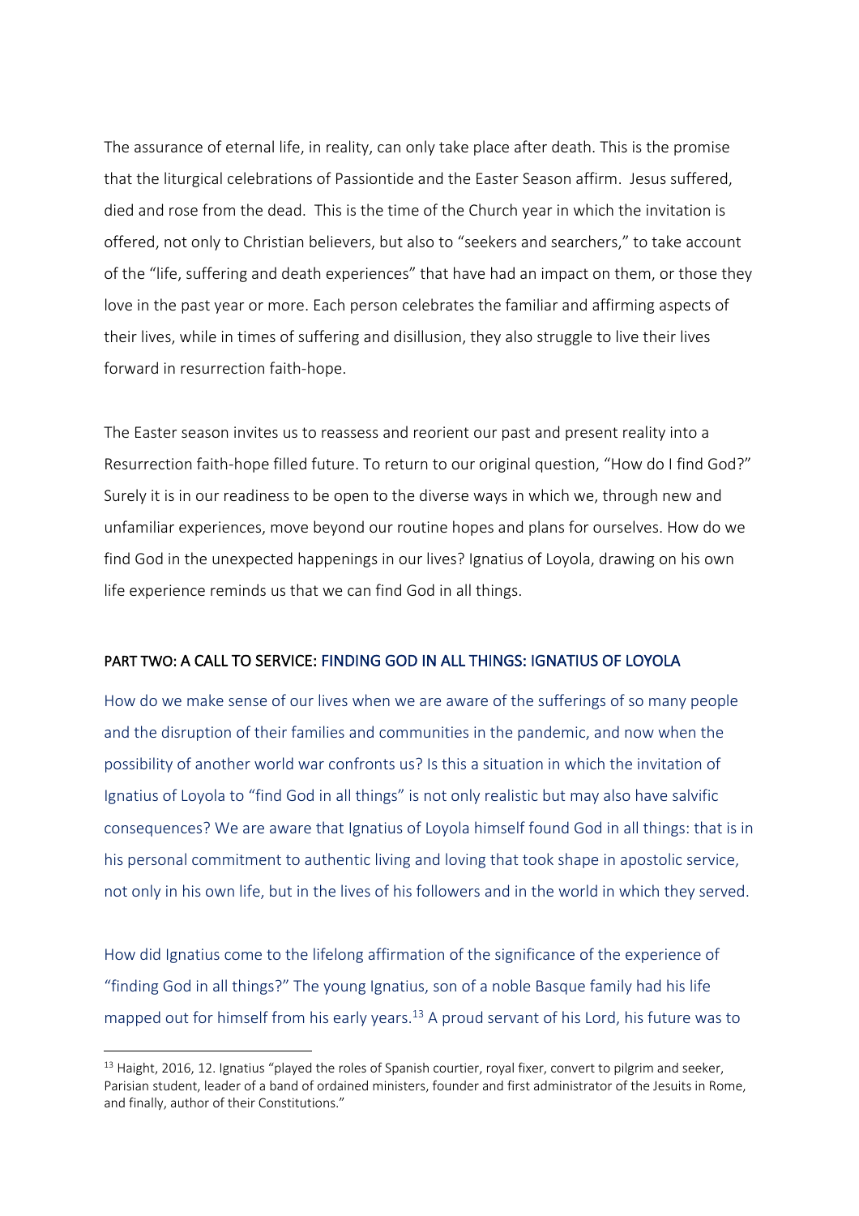The assurance of eternal life, in reality, can only take place after death. This is the promise that the liturgical celebrations of Passiontide and the Easter Season affirm. Jesus suffered, died and rose from the dead. This is the time of the Church year in which the invitation is offered, not only to Christian believers, but also to "seekers and searchers," to take account of the "life, suffering and death experiences" that have had an impact on them, or those they love in the past year or more. Each person celebrates the familiar and affirming aspects of their lives, while in times of suffering and disillusion, they also struggle to live their lives forward in resurrection faith-hope.

The Easter season invites us to reassess and reorient our past and present reality into a Resurrection faith-hope filled future. To return to our original question, "How do I find God?" Surely it is in our readiness to be open to the diverse ways in which we, through new and unfamiliar experiences, move beyond our routine hopes and plans for ourselves. How do we find God in the unexpected happenings in our lives? Ignatius of Loyola, drawing on his own life experience reminds us that we can find God in all things.

## PART TWO: A CALL TO SERVICE: FINDING GOD IN ALL THINGS: IGNATIUS OF LOYOLA

How do we make sense of our lives when we are aware of the sufferings of so many people and the disruption of their families and communities in the pandemic, and now when the possibility of another world war confronts us? Is this a situation in which the invitation of Ignatius of Loyola to "find God in all things" is not only realistic but may also have salvific consequences? We are aware that Ignatius of Loyola himself found God in all things: that is in his personal commitment to authentic living and loving that took shape in apostolic service, not only in his own life, but in the lives of his followers and in the world in which they served.

How did Ignatius come to the lifelong affirmation of the significance of the experience of "finding God in all things?" The young Ignatius, son of a noble Basque family had his life mapped out for himself from his early years.[13] A proud servant of his Lord, his future was to

[13] Haight, 2016, 12. Ignatius "played the roles of Spanish courtier, royal fixer, convert to pilgrim and seeker, Parisian student, leader of a band of ordained ministers, founder and first administrator of the Jesuits in Rome, and finally, author of their Constitutions."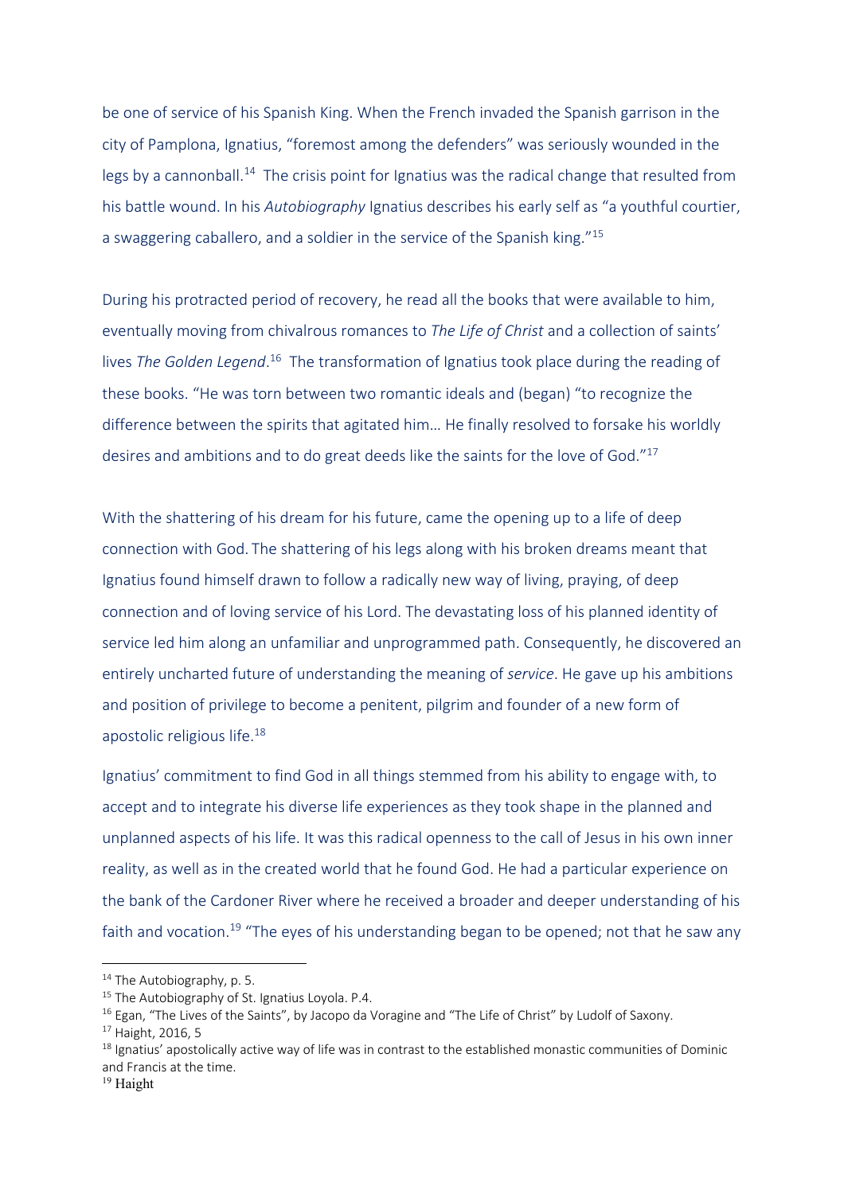be one of service of his Spanish King. When the French invaded the Spanish garrison in the city of Pamplona, Ignatius, "foremost among the defenders" was seriously wounded in the legs by a cannonball.[14] The crisis point for Ignatius was the radical change that resulted from his battle wound. In his *Autobiography* Ignatius describes his early self as "a youthful courtier, a swaggering caballero, and a soldier in the service of the Spanish king."[15]

During his protracted period of recovery, he read all the books that were available to him, eventually moving from chivalrous romances to *The Life of Christ* and a collection of saints' lives *The Golden Legend*.[16] The transformation of Ignatius took place during the reading of these books. "He was torn between two romantic ideals and (began) "to recognize the difference between the spirits that agitated him… He finally resolved to forsake his worldly desires and ambitions and to do great deeds like the saints for the love of God."[17]

With the shattering of his dream for his future, came the opening up to a life of deep connection with God. The shattering of his legs along with his broken dreams meant that Ignatius found himself drawn to follow a radically new way of living, praying, of deep connection and of loving service of his Lord. The devastating loss of his planned identity of service led him along an unfamiliar and unprogrammed path. Consequently, he discovered an entirely uncharted future of understanding the meaning of *service*. He gave up his ambitions and position of privilege to become a penitent, pilgrim and founder of a new form of apostolic religious life.[18]

Ignatius' commitment to find God in all things stemmed from his ability to engage with, to accept and to integrate his diverse life experiences as they took shape in the planned and unplanned aspects of his life. It was this radical openness to the call of Jesus in his own inner reality, as well as in the created world that he found God. He had a particular experience on the bank of the Cardoner River where he received a broader and deeper understanding of his faith and vocation.[19] "The eyes of his understanding began to be opened; not that he saw any

---

[14] The Autobiography, p. 5.

[15] The Autobiography of St. Ignatius Loyola. P.4.

[16] Egan, "The Lives of the Saints", by Jacopo da Voragine and "The Life of Christ" by Ludolf of Saxony.

[17] Haight, 2016, 5

[18] Ignatius' apostolically active way of life was in contrast to the established monastic communities of Dominic and Francis at the time.

[19] Haight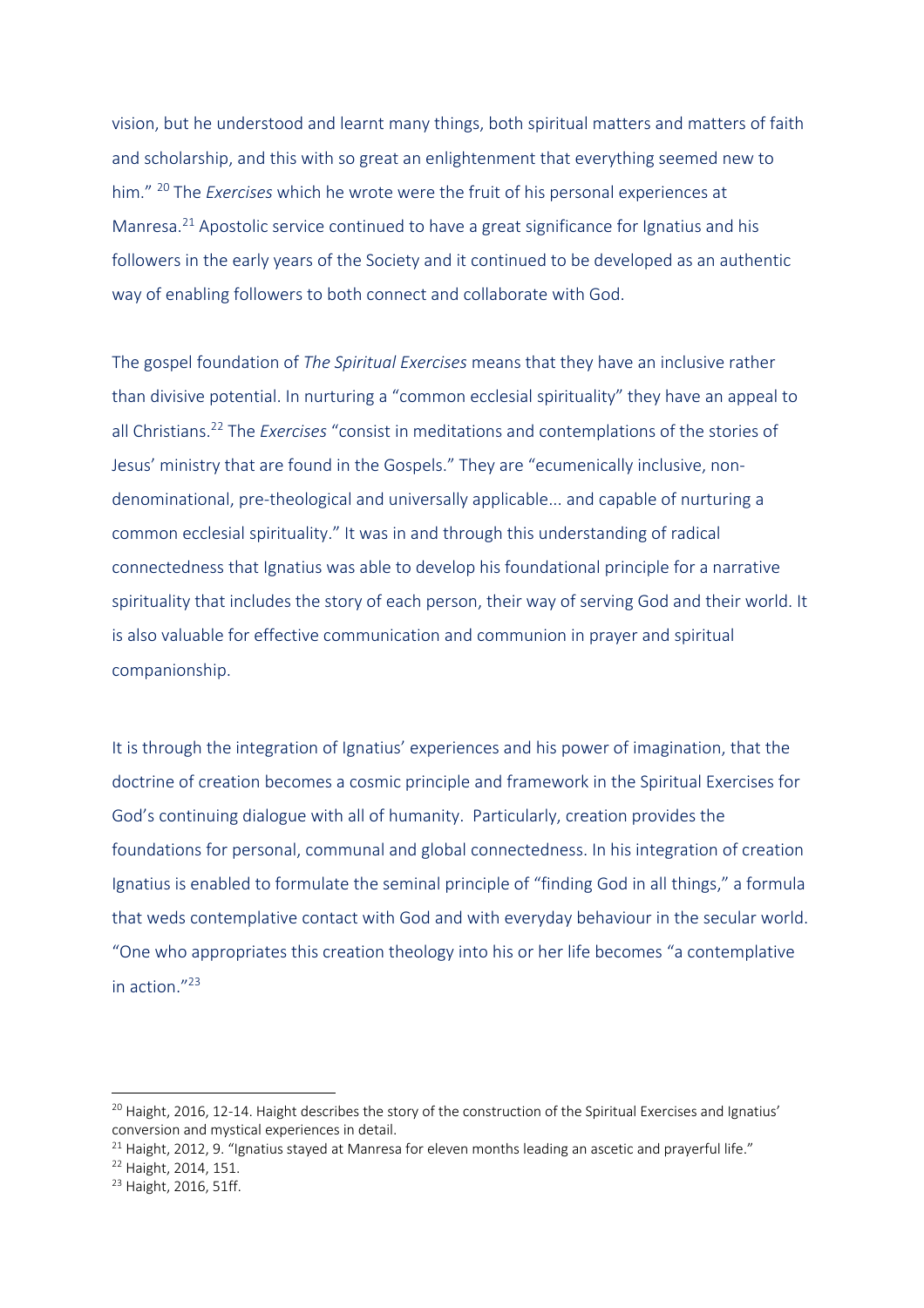vision, but he understood and learnt many things, both spiritual matters and matters of faith and scholarship, and this with so great an enlightenment that everything seemed new to him." [20] The *Exercises* which he wrote were the fruit of his personal experiences at Manresa.[21] Apostolic service continued to have a great significance for Ignatius and his followers in the early years of the Society and it continued to be developed as an authentic way of enabling followers to both connect and collaborate with God.

The gospel foundation of *The Spiritual Exercises* means that they have an inclusive rather than divisive potential. In nurturing a "common ecclesial spirituality" they have an appeal to all Christians.[22] The *Exercises* "consist in meditations and contemplations of the stories of Jesus' ministry that are found in the Gospels." They are "ecumenically inclusive, non-denominational, pre-theological and universally applicable... and capable of nurturing a common ecclesial spirituality." It was in and through this understanding of radical connectedness that Ignatius was able to develop his foundational principle for a narrative spirituality that includes the story of each person, their way of serving God and their world. It is also valuable for effective communication and communion in prayer and spiritual companionship.

It is through the integration of Ignatius' experiences and his power of imagination, that the doctrine of creation becomes a cosmic principle and framework in the Spiritual Exercises for God's continuing dialogue with all of humanity. Particularly, creation provides the foundations for personal, communal and global connectedness. In his integration of creation Ignatius is enabled to formulate the seminal principle of "finding God in all things," a formula that weds contemplative contact with God and with everyday behaviour in the secular world. "One who appropriates this creation theology into his or her life becomes "a contemplative in action."[23]

---

[20] Haight, 2016, 12-14. Haight describes the story of the construction of the Spiritual Exercises and Ignatius' conversion and mystical experiences in detail.

[21] Haight, 2012, 9. "Ignatius stayed at Manresa for eleven months leading an ascetic and prayerful life."

[22] Haight, 2014, 151.

[23] Haight, 2016, 51ff.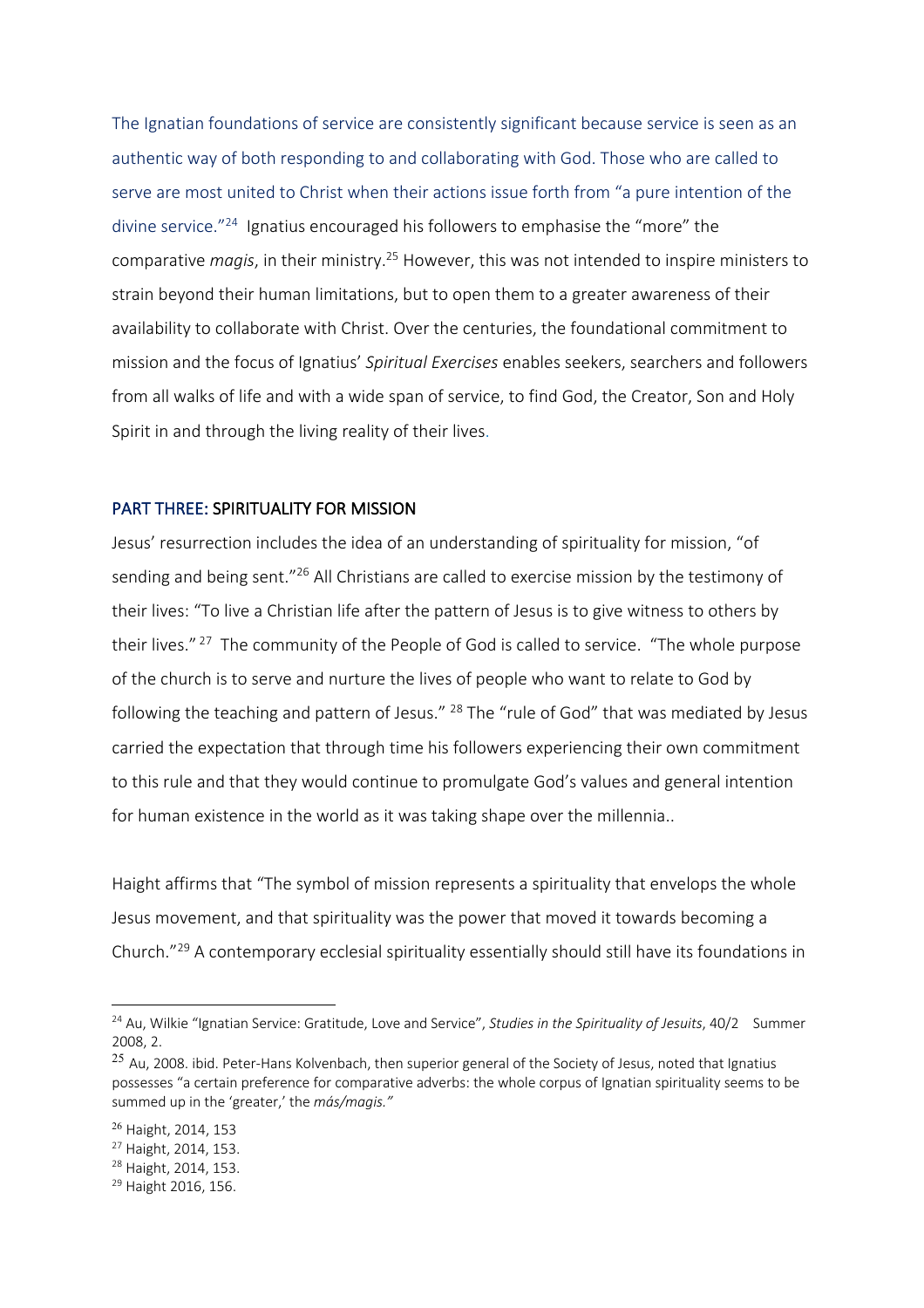The Ignatian foundations of service are consistently significant because service is seen as an authentic way of both responding to and collaborating with God. Those who are called to serve are most united to Christ when their actions issue forth from "a pure intention of the divine service."[24] Ignatius encouraged his followers to emphasise the "more" the comparative *magis*, in their ministry.[25] However, this was not intended to inspire ministers to strain beyond their human limitations, but to open them to a greater awareness of their availability to collaborate with Christ. Over the centuries, the foundational commitment to mission and the focus of Ignatius' *Spiritual Exercises* enables seekers, searchers and followers from all walks of life and with a wide span of service, to find God, the Creator, Son and Holy Spirit in and through the living reality of their lives.

## PART THREE: SPIRITUALITY FOR MISSION

Jesus' resurrection includes the idea of an understanding of spirituality for mission, "of sending and being sent."[26] All Christians are called to exercise mission by the testimony of their lives: "To live a Christian life after the pattern of Jesus is to give witness to others by their lives."[27] The community of the People of God is called to service. "The whole purpose of the church is to serve and nurture the lives of people who want to relate to God by following the teaching and pattern of Jesus."[28] The "rule of God" that was mediated by Jesus carried the expectation that through time his followers experiencing their own commitment to this rule and that they would continue to promulgate God's values and general intention for human existence in the world as it was taking shape over the millennia..

Haight affirms that "The symbol of mission represents a spirituality that envelops the whole Jesus movement, and that spirituality was the power that moved it towards becoming a Church."[29] A contemporary ecclesial spirituality essentially should still have its foundations in

---

[24] Au, Wilkie "Ignatian Service: Gratitude, Love and Service", *Studies in the Spirituality of Jesuits*, 40/2 Summer 2008, 2.

[25] Au, 2008. ibid. Peter-Hans Kolvenbach, then superior general of the Society of Jesus, noted that Ignatius possesses "a certain preference for comparative adverbs: the whole corpus of Ignatian spirituality seems to be summed up in the 'greater,' the *más/magis."*

[26] Haight, 2014, 153

[27] Haight, 2014, 153.

[28] Haight, 2014, 153.

[29] Haight 2016, 156.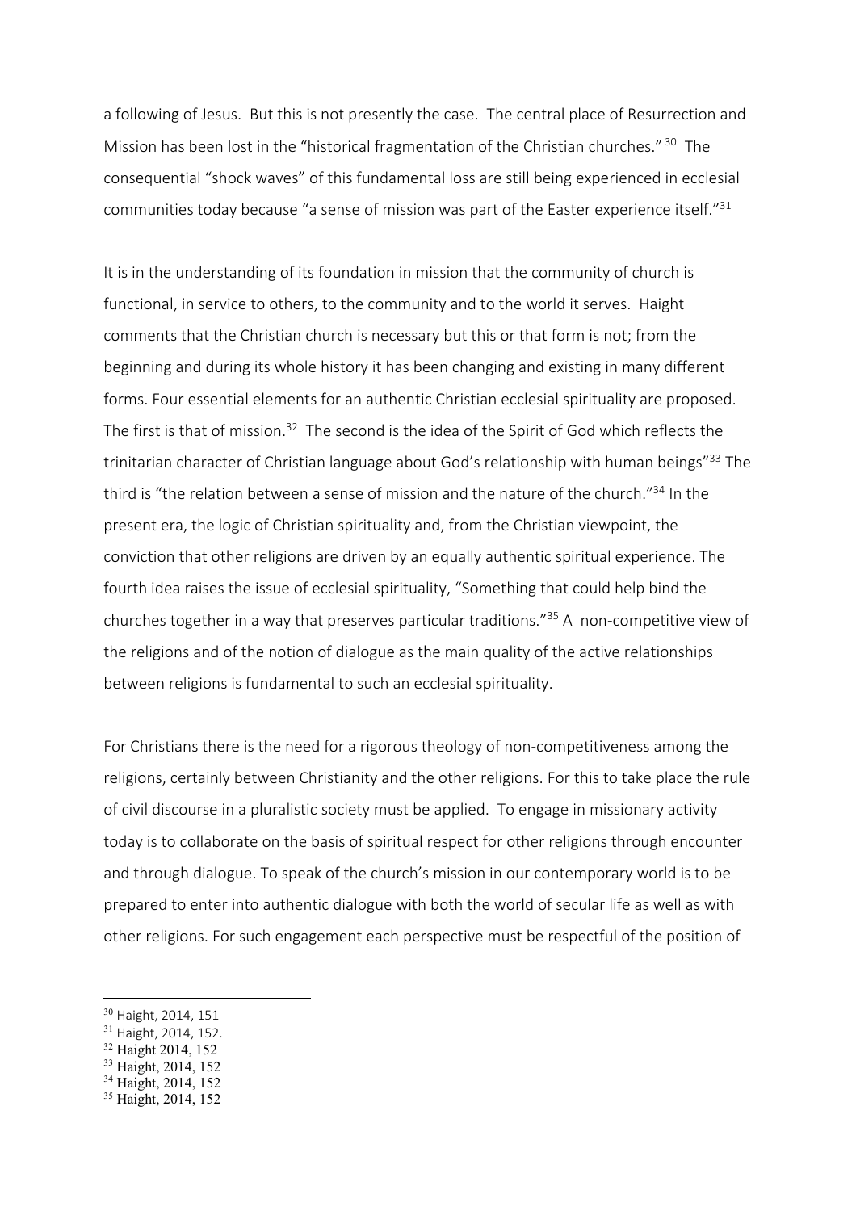a following of Jesus. But this is not presently the case. The central place of Resurrection and Mission has been lost in the "historical fragmentation of the Christian churches." [30] The consequential "shock waves" of this fundamental loss are still being experienced in ecclesial communities today because "a sense of mission was part of the Easter experience itself."[31]

It is in the understanding of its foundation in mission that the community of church is functional, in service to others, to the community and to the world it serves. Haight comments that the Christian church is necessary but this or that form is not; from the beginning and during its whole history it has been changing and existing in many different forms. Four essential elements for an authentic Christian ecclesial spirituality are proposed. The first is that of mission.[32] The second is the idea of the Spirit of God which reflects the trinitarian character of Christian language about God's relationship with human beings"[33] The third is "the relation between a sense of mission and the nature of the church."[34] In the present era, the logic of Christian spirituality and, from the Christian viewpoint, the conviction that other religions are driven by an equally authentic spiritual experience. The fourth idea raises the issue of ecclesial spirituality, "Something that could help bind the churches together in a way that preserves particular traditions."[35] A non-competitive view of the religions and of the notion of dialogue as the main quality of the active relationships between religions is fundamental to such an ecclesial spirituality.

For Christians there is the need for a rigorous theology of non-competitiveness among the religions, certainly between Christianity and the other religions. For this to take place the rule of civil discourse in a pluralistic society must be applied. To engage in missionary activity today is to collaborate on the basis of spiritual respect for other religions through encounter and through dialogue. To speak of the church's mission in our contemporary world is to be prepared to enter into authentic dialogue with both the world of secular life as well as with other religions. For such engagement each perspective must be respectful of the position of

---

[30] Haight, 2014, 151

[31] Haight, 2014, 152.

[32] Haight 2014, 152

[33] Haight, 2014, 152

[34] Haight, 2014, 152

[35] Haight, 2014, 152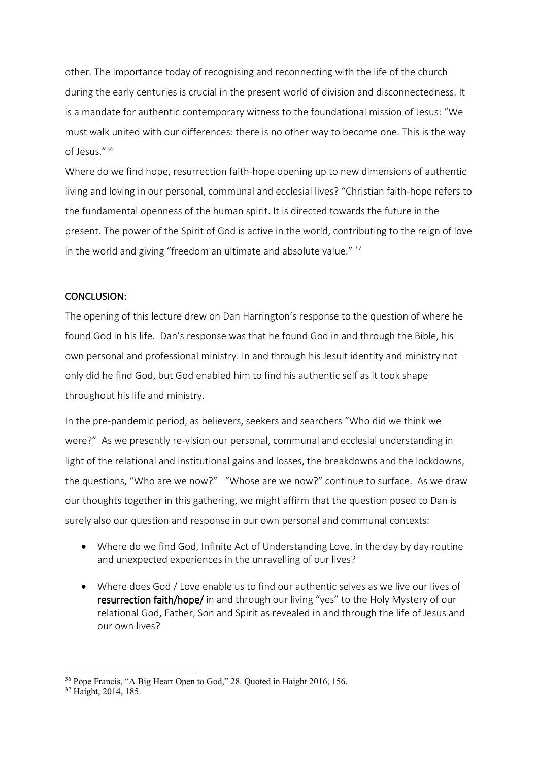other. The importance today of recognising and reconnecting with the life of the church during the early centuries is crucial in the present world of division and disconnectedness. It is a mandate for authentic contemporary witness to the foundational mission of Jesus: "We must walk united with our differences: there is no other way to become one. This is the way of Jesus."[36]

Where do we find hope, resurrection faith-hope opening up to new dimensions of authentic living and loving in our personal, communal and ecclesial lives? "Christian faith-hope refers to the fundamental openness of the human spirit. It is directed towards the future in the present. The power of the Spirit of God is active in the world, contributing to the reign of love in the world and giving "freedom an ultimate and absolute value." [37]

## CONCLUSION:

The opening of this lecture drew on Dan Harrington's response to the question of where he found God in his life. Dan's response was that he found God in and through the Bible, his own personal and professional ministry. In and through his Jesuit identity and ministry not only did he find God, but God enabled him to find his authentic self as it took shape throughout his life and ministry.

In the pre-pandemic period, as believers, seekers and searchers "Who did we think we were?" As we presently re-vision our personal, communal and ecclesial understanding in light of the relational and institutional gains and losses, the breakdowns and the lockdowns, the questions, "Who are we now?" "Whose are we now?" continue to surface. As we draw our thoughts together in this gathering, we might affirm that the question posed to Dan is surely also our question and response in our own personal and communal contexts:

- Where do we find God, Infinite Act of Understanding Love, in the day by day routine and unexpected experiences in the unravelling of our lives?
- Where does God / Love enable us to find our authentic selves as we live our lives of **resurrection faith/hope/** in and through our living "yes" to the Holy Mystery of our relational God, Father, Son and Spirit as revealed in and through the life of Jesus and our own lives?

---

[36] Pope Francis, "A Big Heart Open to God," 28. Quoted in Haight 2016, 156.

[37] Haight, 2014, 185.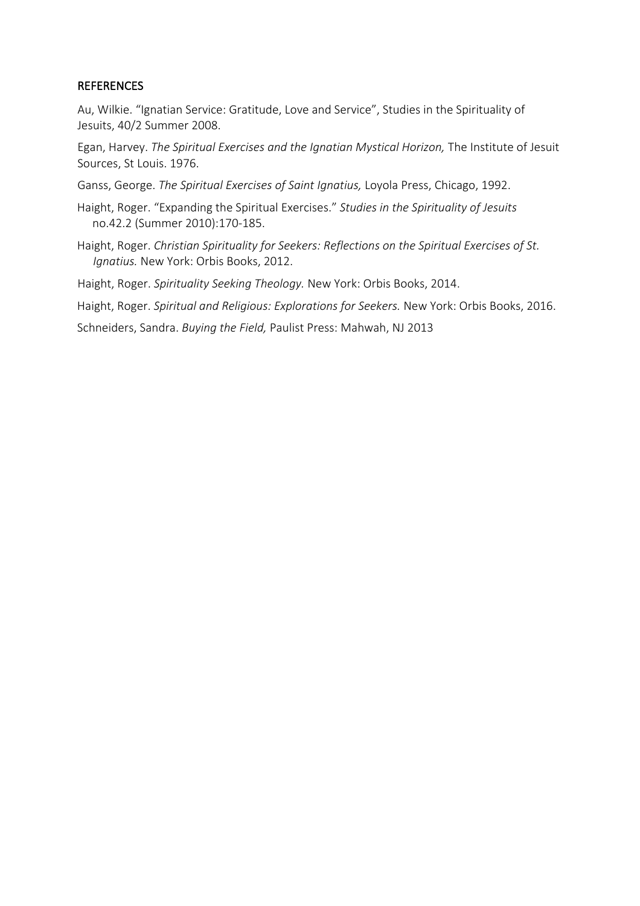## REFERENCES

Au, Wilkie. “Ignatian Service: Gratitude, Love and Service”, Studies in the Spirituality of Jesuits, 40/2 Summer 2008.

Egan, Harvey. *The Spiritual Exercises and the Ignatian Mystical Horizon,* The Institute of Jesuit Sources, St Louis. 1976.

Ganss, George. *The Spiritual Exercises of Saint Ignatius,* Loyola Press, Chicago, 1992.

Haight, Roger. “Expanding the Spiritual Exercises.” *Studies in the Spirituality of Jesuits* no.42.2 (Summer 2010):170-185.

Haight, Roger. *Christian Spirituality for Seekers: Reflections on the Spiritual Exercises of St. Ignatius.* New York: Orbis Books, 2012.

Haight, Roger. *Spirituality Seeking Theology.* New York: Orbis Books, 2014.

Haight, Roger. *Spiritual and Religious: Explorations for Seekers.* New York: Orbis Books, 2016.

Schneiders, Sandra. *Buying the Field,* Paulist Press: Mahwah, NJ 2013